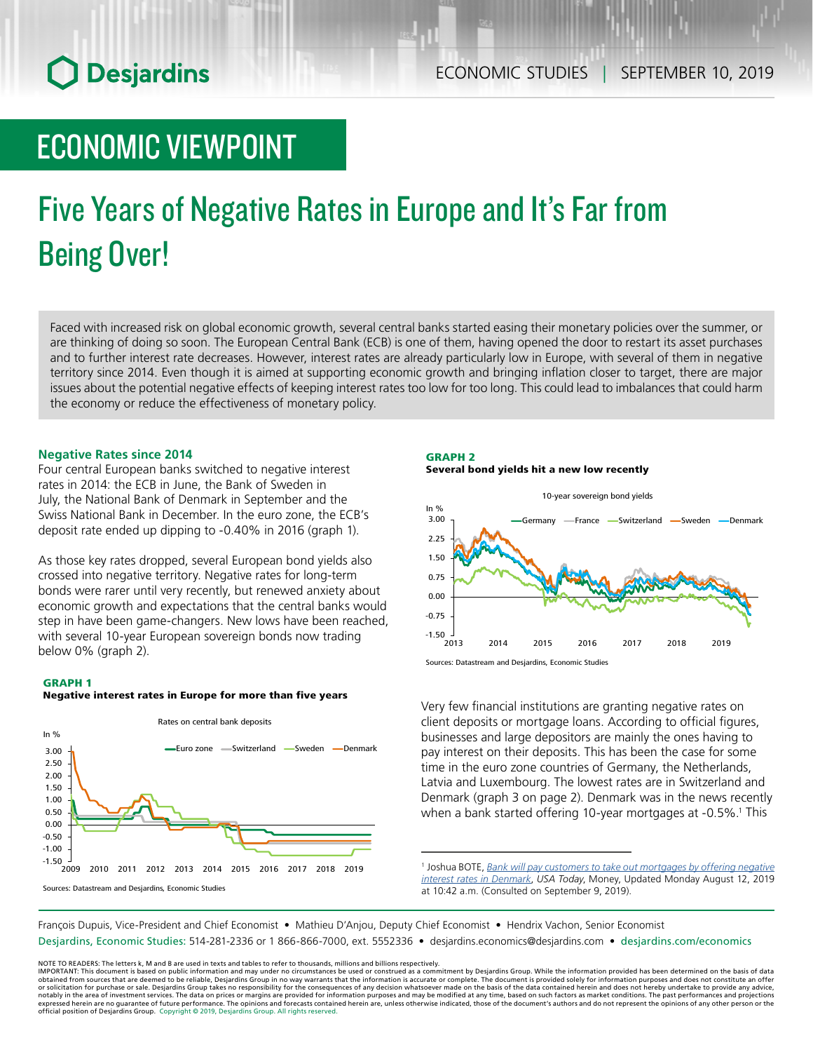ECONOMIC STUDIES | SEPTEMBER 10, 2019

## ECONOMIC VIEWPOINT

# Five Years of Negative Rates in Europe and It's Far from Being Over!

Faced with increased risk on global economic growth, several central banks started easing their monetary policies over the summer, or are thinking of doing so soon. The European Central Bank (ECB) is one of them, having opened the door to restart its asset purchases and to further interest rate decreases. However, interest rates are already particularly low in Europe, with several of them in negative territory since 2014. Even though it is aimed at supporting economic growth and bringing inflation closer to target, there are major issues about the potential negative effects of keeping interest rates too low for too long. This could lead to imbalances that could harm the economy or reduce the effectiveness of monetary policy.

### Negative Rates since 2014

Four central European banks switched to negative interest rates in 2014: the ECB in June, the Bank of Sweden in July, the National Bank of Denmark in September and the Swiss National Bank in December. In the euro zone, the ECB's deposit rate ended up dipping to -0.40% in 2016 (graph 1).

As those key rates dropped, several European bond yields also crossed into negative territory. Negative rates for long-term bonds were rarer until very recently, but renewed anxiety about economic growth and expectations that the central banks would step in have been game-changers. New lows have been reached, with several 10-year European sovereign bonds now trading below 0% (graph 2).

**GRAPH 1**
**Negative interest rates in Europe for more than five years**

Rates on central bank deposits

Sources: Datastream and Desjardins, Economic Studies

**GRAPH 2**
**Several bond yields hit a new low recently**

10-year sovereign bond yields

Sources: Datastream and Desjardins, Economic Studies

Very few financial institutions are granting negative rates on client deposits or mortgage loans. According to official figures, businesses and large depositors are mainly the ones having to pay interest on their deposits. This has been the case for some time in the euro zone countries of Germany, the Netherlands, Latvia and Luxembourg. The lowest rates are in Switzerland and Denmark (graph 3 on page 2). Denmark was in the news recently when a bank started offering 10-year mortgages at -0.5%.[1] This

[1] Joshua BOTE, *Bank will pay customers to take out mortgages by offering negative interest rates in Denmark*, *USA Today*, Money, Updated Monday August 12, 2019 at 10:42 a.m. (Consulted on September 9, 2019).

François Dupuis, Vice-President and Chief Economist • Mathieu D'Anjou, Deputy Chief Economist • Hendrix Vachon, Senior Economist
Desjardins, Economic Studies: 514-281-2336 or 1 866-866-7000, ext. 5552336 • desjardins.economics@desjardins.com • desjardins.com/economics

NOTE TO READERS: The letters k, M and B are used in texts and tables to refer to thousands, millions and billions respectively.
IMPORTANT: This document is based on public information and may under no circumstances be used or construed as a commitment by Desjardins Group. While the information provided has been determined on the basis of data obtained from sources that are deemed to be reliable, Desjardins Group in no way warrants that the information is accurate or complete. The document is provided solely for information purposes and does not constitute an offer or solicitation for purchase or sale. Desjardins Group takes no responsibility for the consequences of any decision whatsoever made on the basis of the data contained herein and does not hereby undertake to provide any advice, notably in the area of investment services. The data on prices or margins are provided for information purposes and may be modified at any time, based on such factors as market conditions. The past performances and projections expressed herein are no guarantee of future performance. The opinions and forecasts contained herein are, unless otherwise indicated, those of the document's authors and do not represent the opinions of any other person or the official position of Desjardins Group. Copyright © 2019, Desjardins Group. All rights reserved.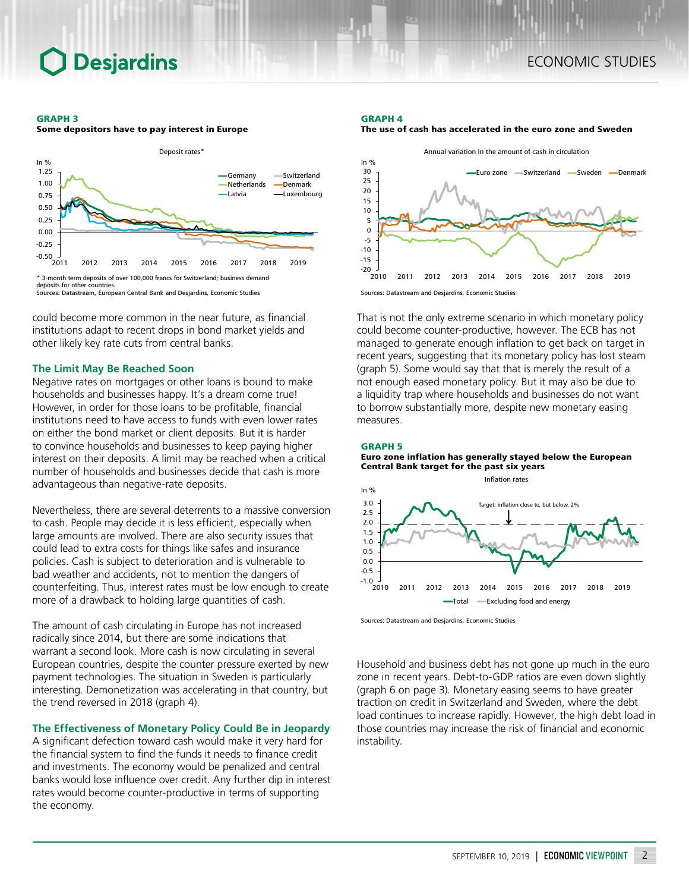**GRAPH 3**
**Some depositors have to pay interest in Europe**

Deposit rates*

\* 3-month term deposits of over 100,000 francs for Switzerland; business demand deposits for other countries.
Sources: Datastream, European Central Bank and Desjardins, Economic Studies

**GRAPH 4**
**The use of cash has accelerated in the euro zone and Sweden**

Annual variation in the amount of cash in circulation

Sources: Datastream and Desjardins, Economic Studies

could become more common in the near future, as financial institutions adapt to recent drops in bond market yields and other likely key rate cuts from central banks.

## The Limit May Be Reached Soon

Negative rates on mortgages or other loans is bound to make households and businesses happy. It's a dream come true! However, in order for those loans to be profitable, financial institutions need to have access to funds with even lower rates on either the bond market or client deposits. But it is harder to convince households and businesses to keep paying higher interest on their deposits. A limit may be reached when a critical number of households and businesses decide that cash is more advantageous than negative-rate deposits.

Nevertheless, there are several deterrents to a massive conversion to cash. People may decide it is less efficient, especially when large amounts are involved. There are also security issues that could lead to extra costs for things like safes and insurance policies. Cash is subject to deterioration and is vulnerable to bad weather and accidents, not to mention the dangers of counterfeiting. Thus, interest rates must be low enough to create more of a drawback to holding large quantities of cash.

The amount of cash circulating in Europe has not increased radically since 2014, but there are some indications that warrant a second look. More cash is now circulating in several European countries, despite the counter pressure exerted by new payment technologies. The situation in Sweden is particularly interesting. Demonetization was accelerating in that country, but the trend reversed in 2018 (graph 4).

## The Effectiveness of Monetary Policy Could Be in Jeopardy

A significant defection toward cash would make it very hard for the financial system to find the funds it needs to finance credit and investments. The economy would be penalized and central banks would lose influence over credit. Any further dip in interest rates would become counter-productive in terms of supporting the economy.

That is not the only extreme scenario in which monetary policy could become counter-productive, however. The ECB has not managed to generate enough inflation to get back on target in recent years, suggesting that its monetary policy has lost steam (graph 5). Some would say that that is merely the result of a not enough eased monetary policy. But it may also be due to a liquidity trap where households and businesses do not want to borrow substantially more, despite new monetary easing measures.

**GRAPH 5**
**Euro zone inflation has generally stayed below the European Central Bank target for the past six years**

Inflation rates

Sources: Datastream and Desjardins, Economic Studies

Household and business debt has not gone up much in the euro zone in recent years. Debt-to-GDP ratios are even down slightly (graph 6 on page 3). Monetary easing seems to have greater traction on credit in Switzerland and Sweden, where the debt load continues to increase rapidly. However, the high debt load in those countries may increase the risk of financial and economic instability.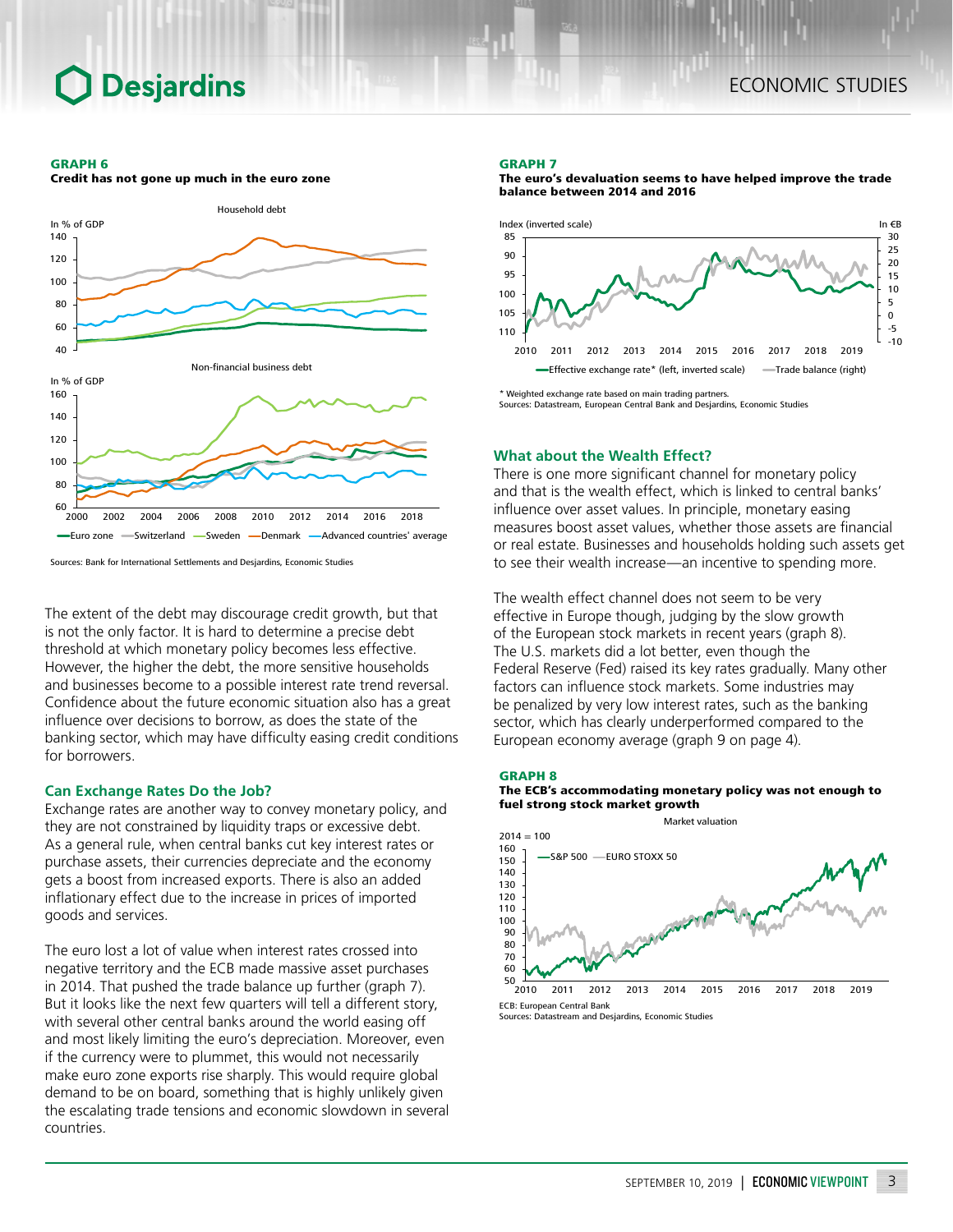**GRAPH 6**
**Credit has not gone up much in the euro zone**

Sources: Bank for International Settlements and Desjardins, Economic Studies

The extent of the debt may discourage credit growth, but that is not the only factor. It is hard to determine a precise debt threshold at which monetary policy becomes less effective. However, the higher the debt, the more sensitive households and businesses become to a possible interest rate trend reversal. Confidence about the future economic situation also has a great influence over decisions to borrow, as does the state of the banking sector, which may have difficulty easing credit conditions for borrowers.

## Can Exchange Rates Do the Job?

Exchange rates are another way to convey monetary policy, and they are not constrained by liquidity traps or excessive debt. As a general rule, when central banks cut key interest rates or purchase assets, their currencies depreciate and the economy gets a boost from increased exports. There is also an added inflationary effect due to the increase in prices of imported goods and services.

The euro lost a lot of value when interest rates crossed into negative territory and the ECB made massive asset purchases in 2014. That pushed the trade balance up further (graph 7). But it looks like the next few quarters will tell a different story, with several other central banks around the world easing off and most likely limiting the euro's depreciation. Moreover, even if the currency were to plummet, this would not necessarily make euro zone exports rise sharply. This would require global demand to be on board, something that is highly unlikely given the escalating trade tensions and economic slowdown in several countries.

**GRAPH 7**
**The euro's devaluation seems to have helped improve the trade balance between 2014 and 2016**

\* Weighted exchange rate based on main trading partners.
Sources: Datastream, European Central Bank and Desjardins, Economic Studies

## What about the Wealth Effect?

There is one more significant channel for monetary policy and that is the wealth effect, which is linked to central banks' influence over asset values. In principle, monetary easing measures boost asset values, whether those assets are financial or real estate. Businesses and households holding such assets get to see their wealth increase—an incentive to spending more.

The wealth effect channel does not seem to be very effective in Europe though, judging by the slow growth of the European stock markets in recent years (graph 8). The U.S. markets did a lot better, even though the Federal Reserve (Fed) raised its key rates gradually. Many other factors can influence stock markets. Some industries may be penalized by very low interest rates, such as the banking sector, which has clearly underperformed compared to the European economy average (graph 9 on page 4).

**GRAPH 8**
**The ECB's accommodating monetary policy was not enough to fuel strong stock market growth**

ECB: European Central Bank
Sources: Datastream and Desjardins, Economic Studies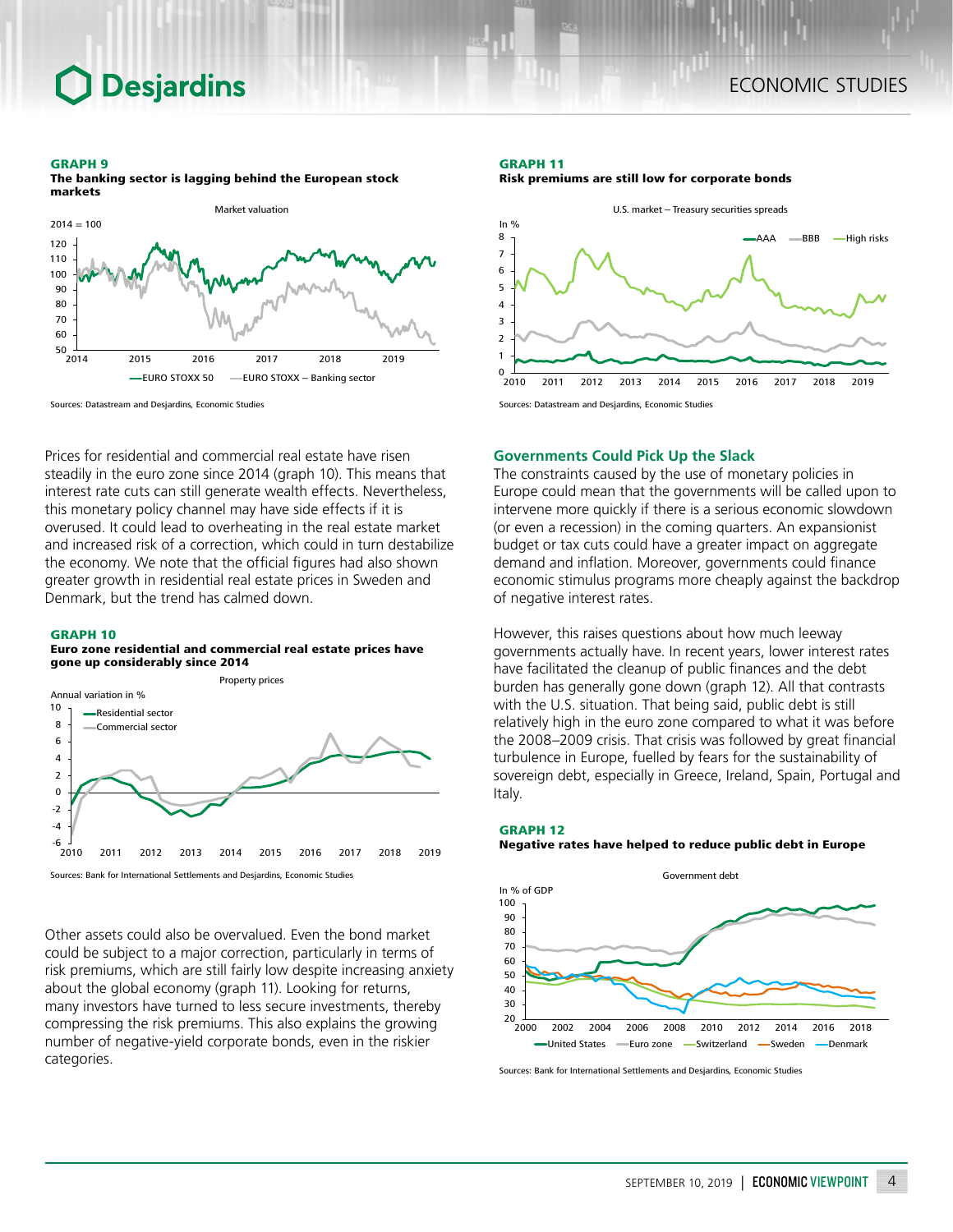**GRAPH 9**
**The banking sector is lagging behind the European stock markets**

Sources: Datastream and Desjardins, Economic Studies

Prices for residential and commercial real estate have risen steadily in the euro zone since 2014 (graph 10). This means that interest rate cuts can still generate wealth effects. Nevertheless, this monetary policy channel may have side effects if it is overused. It could lead to overheating in the real estate market and increased risk of a correction, which could in turn destabilize the economy. We note that the official figures had also shown greater growth in residential real estate prices in Sweden and Denmark, but the trend has calmed down.

**GRAPH 10**
**Euro zone residential and commercial real estate prices have gone up considerably since 2014**

Sources: Bank for International Settlements and Desjardins, Economic Studies

Other assets could also be overvalued. Even the bond market could be subject to a major correction, particularly in terms of risk premiums, which are still fairly low despite increasing anxiety about the global economy (graph 11). Looking for returns, many investors have turned to less secure investments, thereby compressing the risk premiums. This also explains the growing number of negative-yield corporate bonds, even in the riskier categories.

**GRAPH 11**
**Risk premiums are still low for corporate bonds**

Sources: Datastream and Desjardins, Economic Studies

## Governments Could Pick Up the Slack

The constraints caused by the use of monetary policies in Europe could mean that the governments will be called upon to intervene more quickly if there is a serious economic slowdown (or even a recession) in the coming quarters. An expansionist budget or tax cuts could have a greater impact on aggregate demand and inflation. Moreover, governments could finance economic stimulus programs more cheaply against the backdrop of negative interest rates.

However, this raises questions about how much leeway governments actually have. In recent years, lower interest rates have facilitated the cleanup of public finances and the debt burden has generally gone down (graph 12). All that contrasts with the U.S. situation. That being said, public debt is still relatively high in the euro zone compared to what it was before the 2008–2009 crisis. That crisis was followed by great financial turbulence in Europe, fuelled by fears for the sustainability of sovereign debt, especially in Greece, Ireland, Spain, Portugal and Italy.

**GRAPH 12**
**Negative rates have helped to reduce public debt in Europe**

Sources: Bank for International Settlements and Desjardins, Economic Studies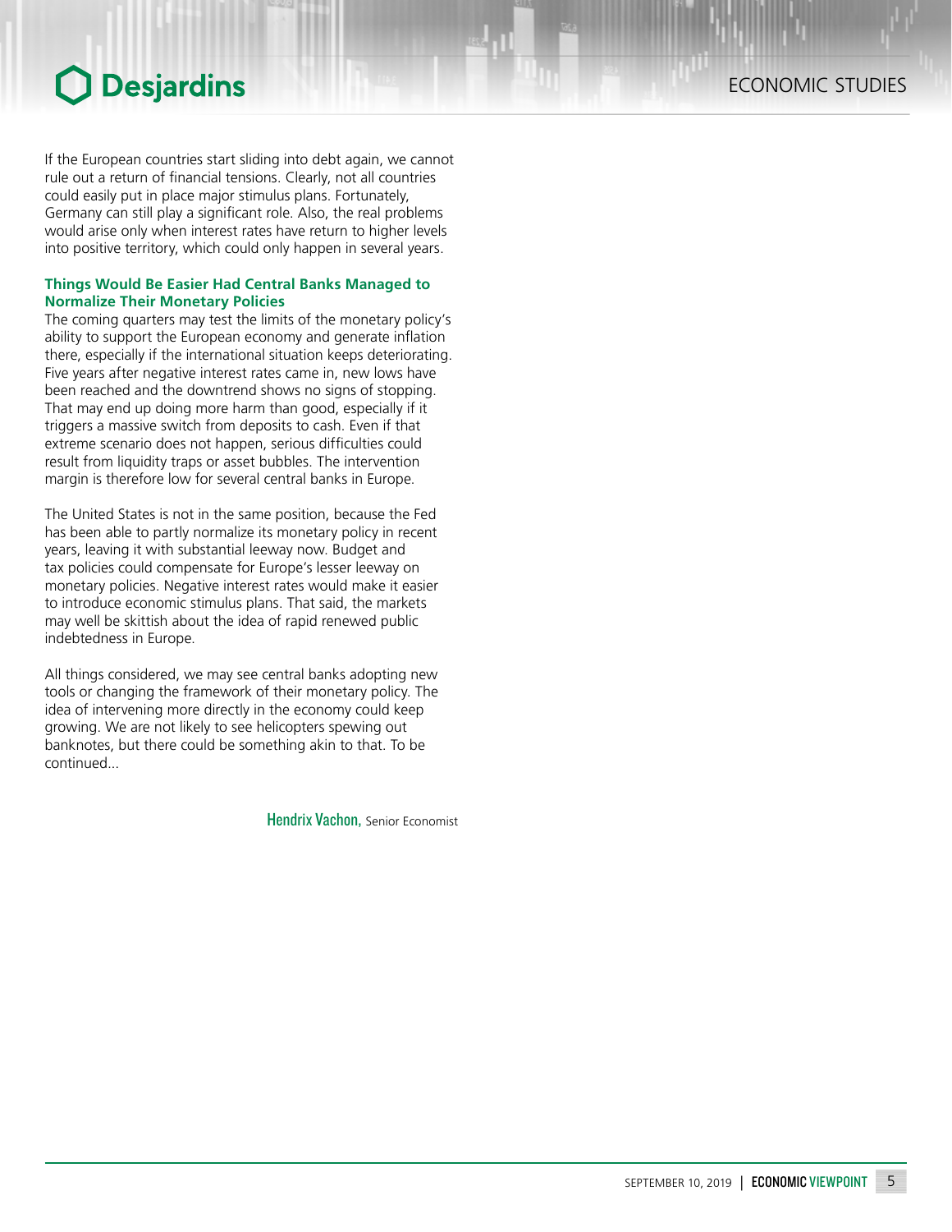If the European countries start sliding into debt again, we cannot rule out a return of financial tensions. Clearly, not all countries could easily put in place major stimulus plans. Fortunately, Germany can still play a significant role. Also, the real problems would arise only when interest rates have return to higher levels into positive territory, which could only happen in several years.

### Things Would Be Easier Had Central Banks Managed to Normalize Their Monetary Policies

The coming quarters may test the limits of the monetary policy's ability to support the European economy and generate inflation there, especially if the international situation keeps deteriorating. Five years after negative interest rates came in, new lows have been reached and the downtrend shows no signs of stopping. That may end up doing more harm than good, especially if it triggers a massive switch from deposits to cash. Even if that extreme scenario does not happen, serious difficulties could result from liquidity traps or asset bubbles. The intervention margin is therefore low for several central banks in Europe.

The United States is not in the same position, because the Fed has been able to partly normalize its monetary policy in recent years, leaving it with substantial leeway now. Budget and tax policies could compensate for Europe's lesser leeway on monetary policies. Negative interest rates would make it easier to introduce economic stimulus plans. That said, the markets may well be skittish about the idea of rapid renewed public indebtedness in Europe.

All things considered, we may see central banks adopting new tools or changing the framework of their monetary policy. The idea of intervening more directly in the economy could keep growing. We are not likely to see helicopters spewing out banknotes, but there could be something akin to that. To be continued...

Hendrix Vachon, Senior Economist